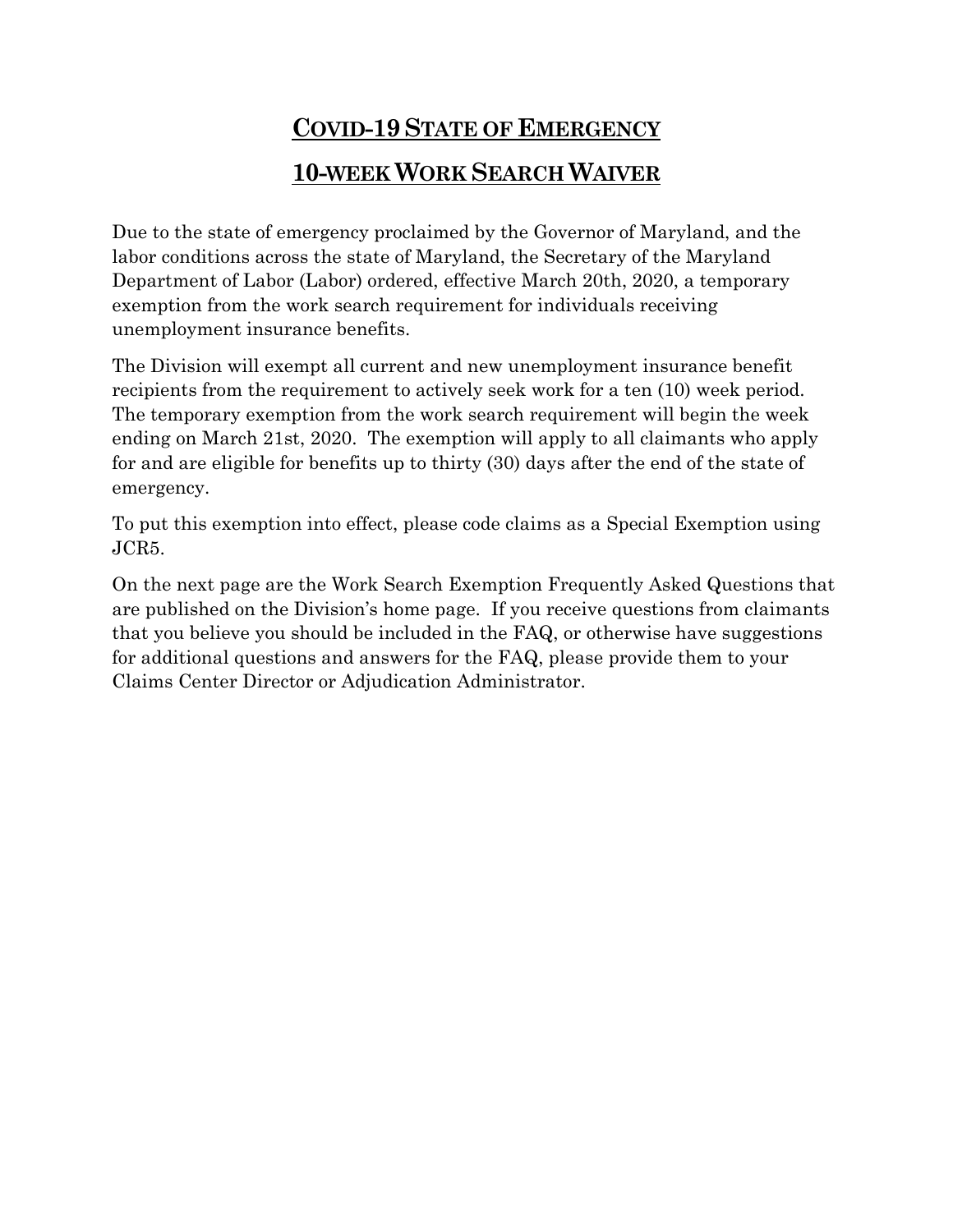# COVID-19 STATE OF EMERGENCY

# 10-WEEK WORK SEARCH WAIVER

Due to the state of emergency proclaimed by the Governor of Maryland, and the labor conditions across the state of Maryland, the Secretary of the Maryland Department of Labor (Labor) ordered, effective March 20th, 2020, a temporary exemption from the work search requirement for individuals receiving unemployment insurance benefits.

The Division will exempt all current and new unemployment insurance benefit recipients from the requirement to actively seek work for a ten (10) week period. The temporary exemption from the work search requirement will begin the week ending on March 21st, 2020. The exemption will apply to all claimants who apply for and are eligible for benefits up to thirty (30) days after the end of the state of emergency.

To put this exemption into effect, please code claims as a Special Exemption using JCR5.

On the next page are the Work Search Exemption Frequently Asked Questions that are published on the Division's home page. If you receive questions from claimants that you believe you should be included in the FAQ, or otherwise have suggestions for additional questions and answers for the FAQ, please provide them to your Claims Center Director or Adjudication Administrator.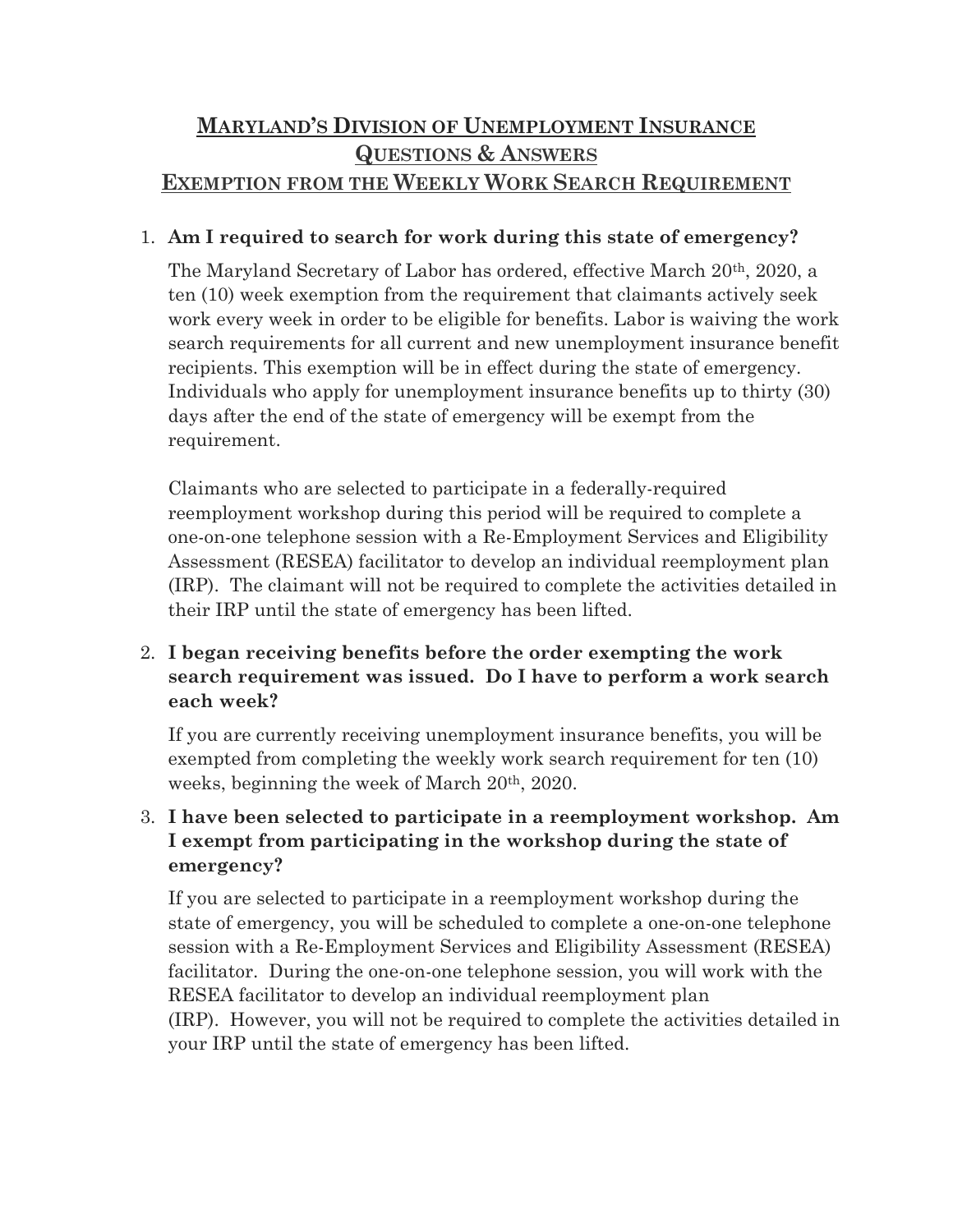# MARYLAND'S DIVISION OF UNEMPLOYMENT INSURANCE QUESTIONS & ANSWERS EXEMPTION FROM THE WEEKLY WORK SEARCH REQUIREMENT

1. **Am I required to search for work during this state of emergency?**

   The Maryland Secretary of Labor has ordered, effective March 20th, 2020, a ten (10) week exemption from the requirement that claimants actively seek work every week in order to be eligible for benefits. Labor is waiving the work search requirements for all current and new unemployment insurance benefit recipients. This exemption will be in effect during the state of emergency. Individuals who apply for unemployment insurance benefits up to thirty (30) days after the end of the state of emergency will be exempt from the requirement.

   Claimants who are selected to participate in a federally-required reemployment workshop during this period will be required to complete a one-on-one telephone session with a Re-Employment Services and Eligibility Assessment (RESEA) facilitator to develop an individual reemployment plan (IRP). The claimant will not be required to complete the activities detailed in their IRP until the state of emergency has been lifted.

2. **I began receiving benefits before the order exempting the work search requirement was issued. Do I have to perform a work search each week?**

   If you are currently receiving unemployment insurance benefits, you will be exempted from completing the weekly work search requirement for ten (10) weeks, beginning the week of March 20th, 2020.

3. **I have been selected to participate in a reemployment workshop. Am I exempt from participating in the workshop during the state of emergency?**

   If you are selected to participate in a reemployment workshop during the state of emergency, you will be scheduled to complete a one-on-one telephone session with a Re-Employment Services and Eligibility Assessment (RESEA) facilitator. During the one-on-one telephone session, you will work with the RESEA facilitator to develop an individual reemployment plan (IRP). However, you will not be required to complete the activities detailed in your IRP until the state of emergency has been lifted.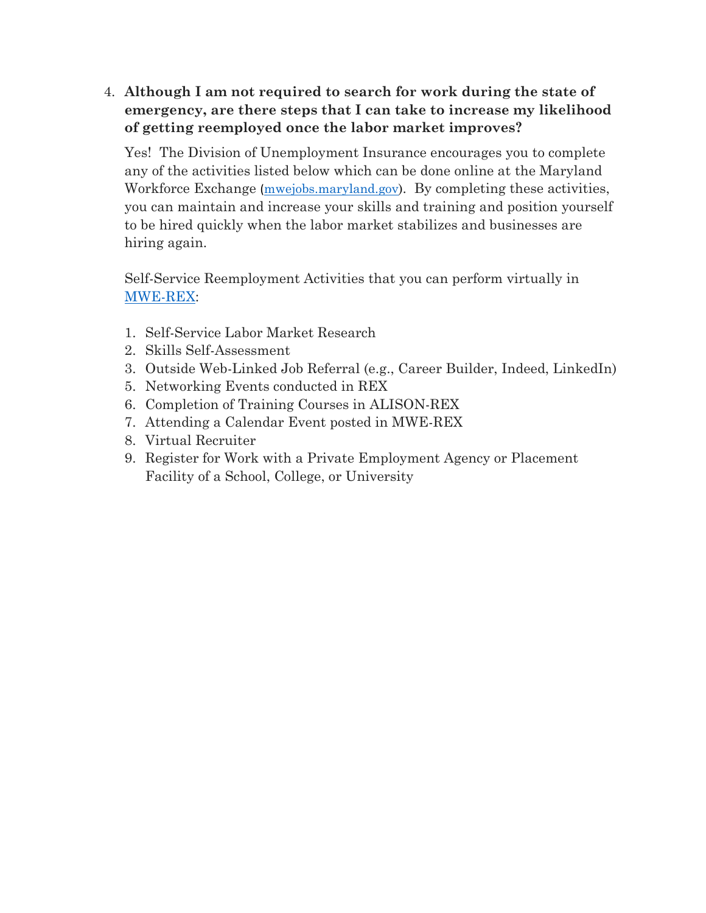4. **Although I am not required to search for work during the state of emergency, are there steps that I can take to increase my likelihood of getting reemployed once the labor market improves?**

   Yes! The Division of Unemployment Insurance encourages you to complete any of the activities listed below which can be done online at the Maryland Workforce Exchange (mwejobs.maryland.gov). By completing these activities, you can maintain and increase your skills and training and position yourself to be hired quickly when the labor market stabilizes and businesses are hiring again.

   Self-Service Reemployment Activities that you can perform virtually in MWE-REX:

   1. Self-Service Labor Market Research
   2. Skills Self-Assessment
   3. Outside Web-Linked Job Referral (e.g., Career Builder, Indeed, LinkedIn)
   5. Networking Events conducted in REX
   6. Completion of Training Courses in ALISON-REX
   7. Attending a Calendar Event posted in MWE-REX
   8. Virtual Recruiter
   9. Register for Work with a Private Employment Agency or Placement Facility of a School, College, or University